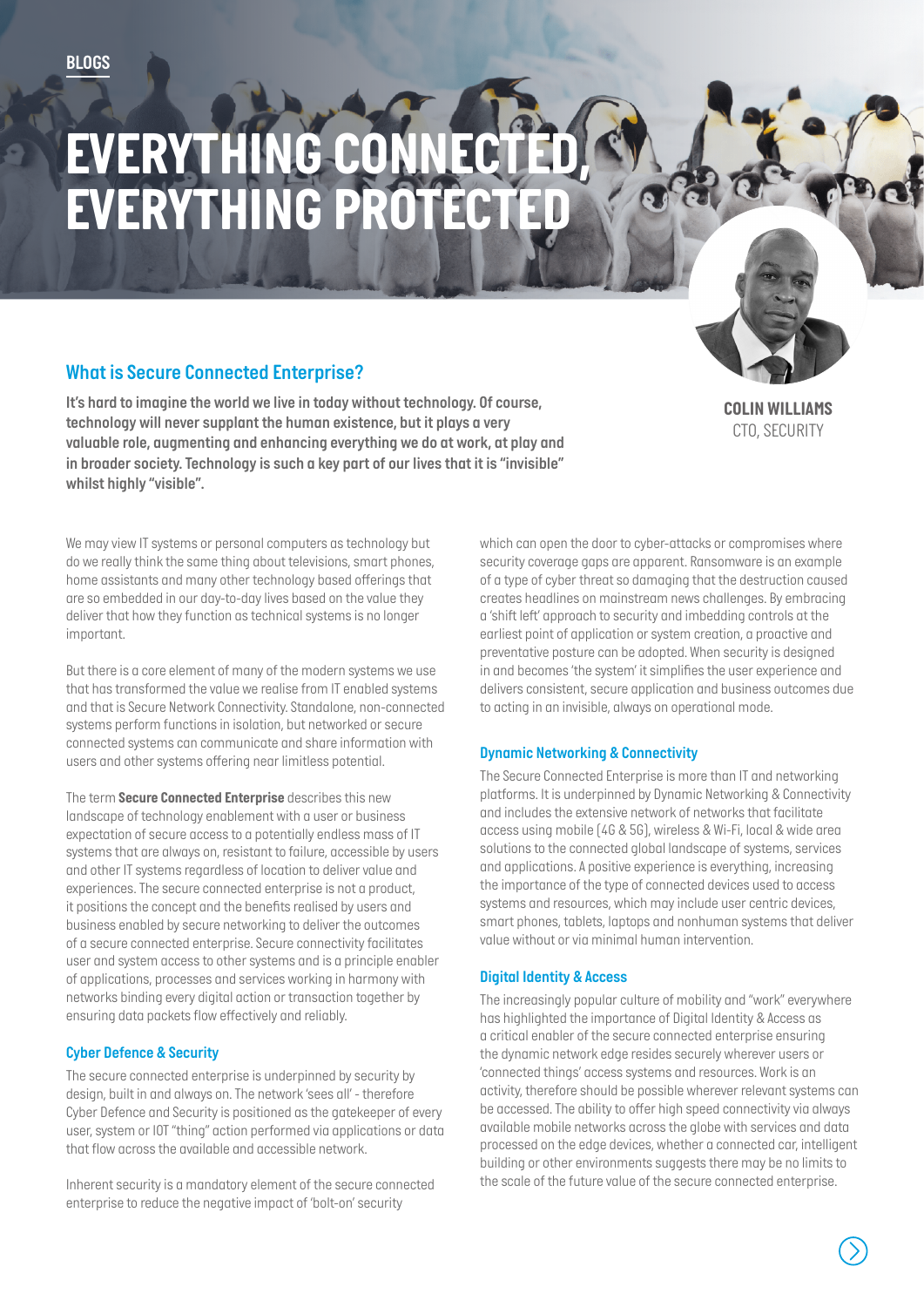BLOGS

# EVERYTHING CONNECTED, EVERYTHING PROTECTED

**COLIN WILLIAMS**
CTO, SECURITY

## What is Secure Connected Enterprise?

**It's hard to imagine the world we live in today without technology. Of course, technology will never supplant the human existence, but it plays a very valuable role, augmenting and enhancing everything we do at work, at play and in broader society. Technology is such a key part of our lives that it is "invisible" whilst highly "visible".**

We may view IT systems or personal computers as technology but do we really think the same thing about televisions, smart phones, home assistants and many other technology based offerings that are so embedded in our day-to-day lives based on the value they deliver that how they function as technical systems is no longer important.

But there is a core element of many of the modern systems we use that has transformed the value we realise from IT enabled systems and that is Secure Network Connectivity. Standalone, non-connected systems perform functions in isolation, but networked or secure connected systems can communicate and share information with users and other systems offering near limitless potential.

The term **Secure Connected Enterprise** describes this new landscape of technology enablement with a user or business expectation of secure access to a potentially endless mass of IT systems that are always on, resistant to failure, accessible by users and other IT systems regardless of location to deliver value and experiences. The secure connected enterprise is not a product, it positions the concept and the benefits realised by users and business enabled by secure networking to deliver the outcomes of a secure connected enterprise. Secure connectivity facilitates user and system access to other systems and is a principle enabler of applications, processes and services working in harmony with networks binding every digital action or transaction together by ensuring data packets flow effectively and reliably.

### Cyber Defence & Security

The secure connected enterprise is underpinned by security by design, built in and always on. The network 'sees all' - therefore Cyber Defence and Security is positioned as the gatekeeper of every user, system or IOT "thing" action performed via applications or data that flow across the available and accessible network.

Inherent security is a mandatory element of the secure connected enterprise to reduce the negative impact of 'bolt-on' security which can open the door to cyber-attacks or compromises where security coverage gaps are apparent. Ransomware is an example of a type of cyber threat so damaging that the destruction caused creates headlines on mainstream news challenges. By embracing a 'shift left' approach to security and imbedding controls at the earliest point of application or system creation, a proactive and preventative posture can be adopted. When security is designed in and becomes 'the system' it simplifies the user experience and delivers consistent, secure application and business outcomes due to acting in an invisible, always on operational mode.

### Dynamic Networking & Connectivity

The Secure Connected Enterprise is more than IT and networking platforms. It is underpinned by Dynamic Networking & Connectivity and includes the extensive network of networks that facilitate access using mobile (4G & 5G), wireless & Wi-Fi, local & wide area solutions to the connected global landscape of systems, services and applications. A positive experience is everything, increasing the importance of the type of connected devices used to access systems and resources, which may include user centric devices, smart phones, tablets, laptops and nonhuman systems that deliver value without or via minimal human intervention.

### Digital Identity & Access

The increasingly popular culture of mobility and "work" everywhere has highlighted the importance of Digital Identity & Access as a critical enabler of the secure connected enterprise ensuring the dynamic network edge resides securely wherever users or 'connected things' access systems and resources. Work is an activity, therefore should be possible wherever relevant systems can be accessed. The ability to offer high speed connectivity via always available mobile networks across the globe with services and data processed on the edge devices, whether a connected car, intelligent building or other environments suggests there may be no limits to the scale of the future value of the secure connected enterprise.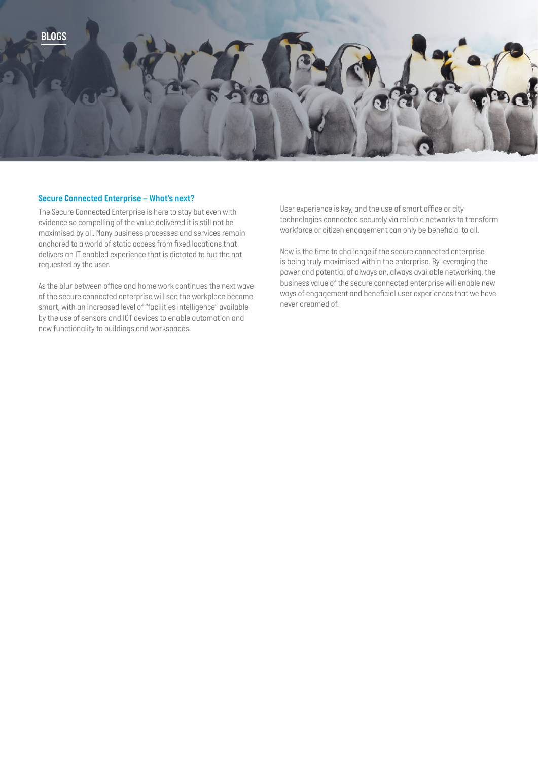BLOGS

### Secure Connected Enterprise – What's next?

The Secure Connected Enterprise is here to stay but even with evidence so compelling of the value delivered it is still not be maximised by all. Many business processes and services remain anchored to a world of static access from fixed locations that delivers an IT enabled experience that is dictated to but the not requested by the user.

As the blur between office and home work continues the next wave of the secure connected enterprise will see the workplace become smart, with an increased level of "facilities intelligence" available by the use of sensors and IOT devices to enable automation and new functionality to buildings and workspaces.

User experience is key, and the use of smart office or city technologies connected securely via reliable networks to transform workforce or citizen engagement can only be beneficial to all.

Now is the time to challenge if the secure connected enterprise is being truly maximised within the enterprise. By leveraging the power and potential of always on, always available networking, the business value of the secure connected enterprise will enable new ways of engagement and beneficial user experiences that we have never dreamed of.